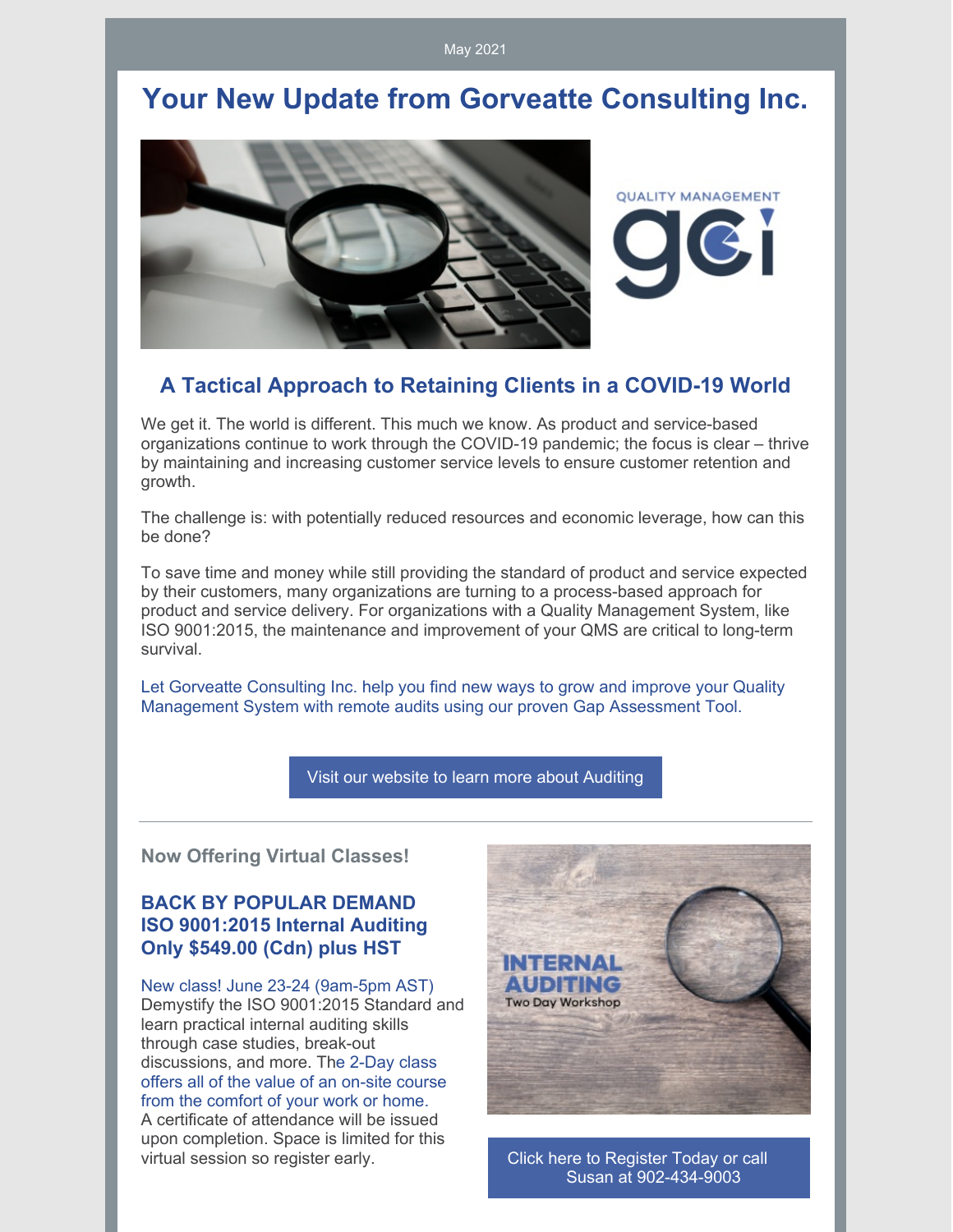May 2021

# Your New Update from Gorveatte Consulting Inc.

## A Tactical Approach to Retaining Clients in a COVID-19 World

We get it. The world is different. This much we know. As product and service-based organizations continue to work through the COVID-19 pandemic; the focus is clear – thrive by maintaining and increasing customer service levels to ensure customer retention and growth.

The challenge is: with potentially reduced resources and economic leverage, how can this be done?

To save time and money while still providing the standard of product and service expected by their customers, many organizations are turning to a process-based approach for product and service delivery. For organizations with a Quality Management System, like ISO 9001:2015, the maintenance and improvement of your QMS are critical to long-term survival.

Let Gorveatte Consulting Inc. help you find new ways to grow and improve your Quality Management System with remote audits using our proven Gap Assessment Tool.

Visit our website to learn more about Auditing

---

### Now Offering Virtual Classes!

**BACK BY POPULAR DEMAND**
**ISO 9001:2015 Internal Auditing**
**Only $549.00 (Cdn) plus HST**

New class! June 23-24 (9am-5pm AST)
Demystify the ISO 9001:2015 Standard and learn practical internal auditing skills through case studies, break-out discussions, and more. The 2-Day class offers all of the value of an on-site course from the comfort of your work or home. A certificate of attendance will be issued upon completion. Space is limited for this virtual session so register early.

Click here to Register Today or call Susan at 902-434-9003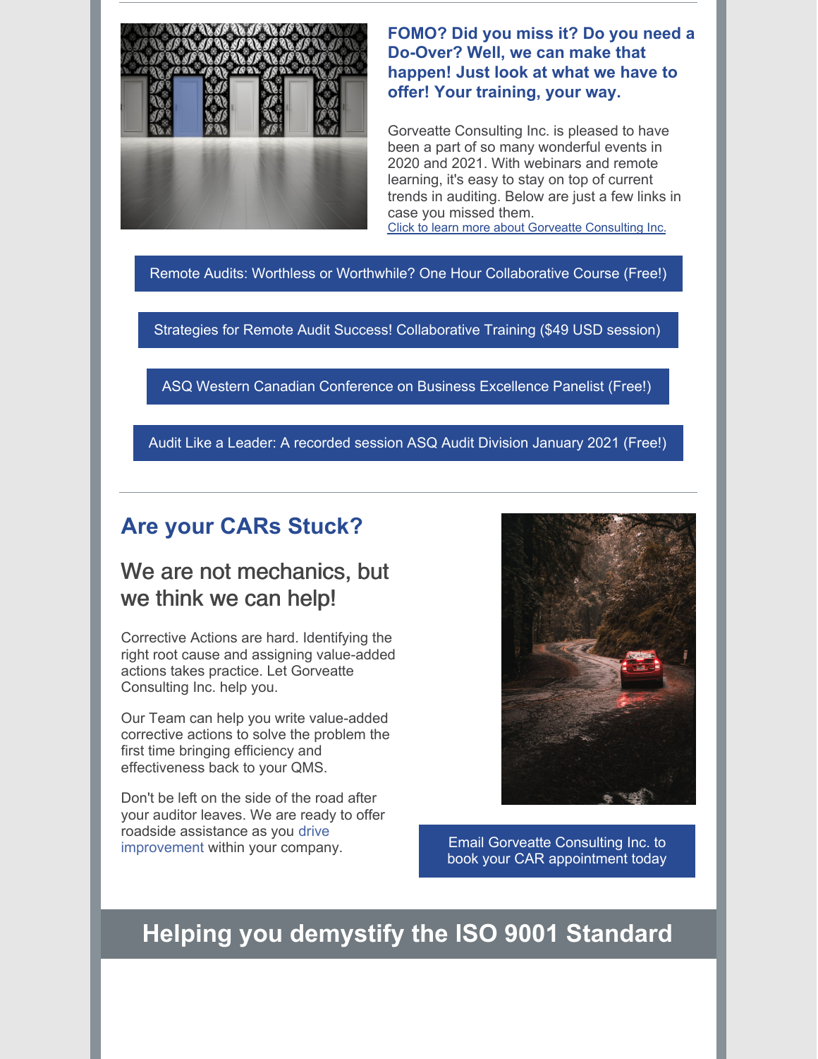### FOMO? Did you miss it? Do you need a Do-Over? Well, we can make that happen! Just look at what we have to offer! Your training, your way.

Gorveatte Consulting Inc. is pleased to have been a part of so many wonderful events in 2020 and 2021. With webinars and remote learning, it's easy to stay on top of current trends in auditing. Below are just a few links in case you missed them.

Click to learn more about Gorveatte Consulting Inc.

Remote Audits: Worthless or Worthwhile? One Hour Collaborative Course (Free!)

Strategies for Remote Audit Success! Collaborative Training ($49 USD session)

ASQ Western Canadian Conference on Business Excellence Panelist (Free!)

Audit Like a Leader: A recorded session ASQ Audit Division January 2021 (Free!)

---

## Are your CARs Stuck?

### We are not mechanics, but we think we can help!

Corrective Actions are hard. Identifying the right root cause and assigning value-added actions takes practice. Let Gorveatte Consulting Inc. help you.

Our Team can help you write value-added corrective actions to solve the problem the first time bringing efficiency and effectiveness back to your QMS.

Don't be left on the side of the road after your auditor leaves. We are ready to offer roadside assistance as you drive improvement within your company.

Email Gorveatte Consulting Inc. to book your CAR appointment today

## Helping you demystify the ISO 9001 Standard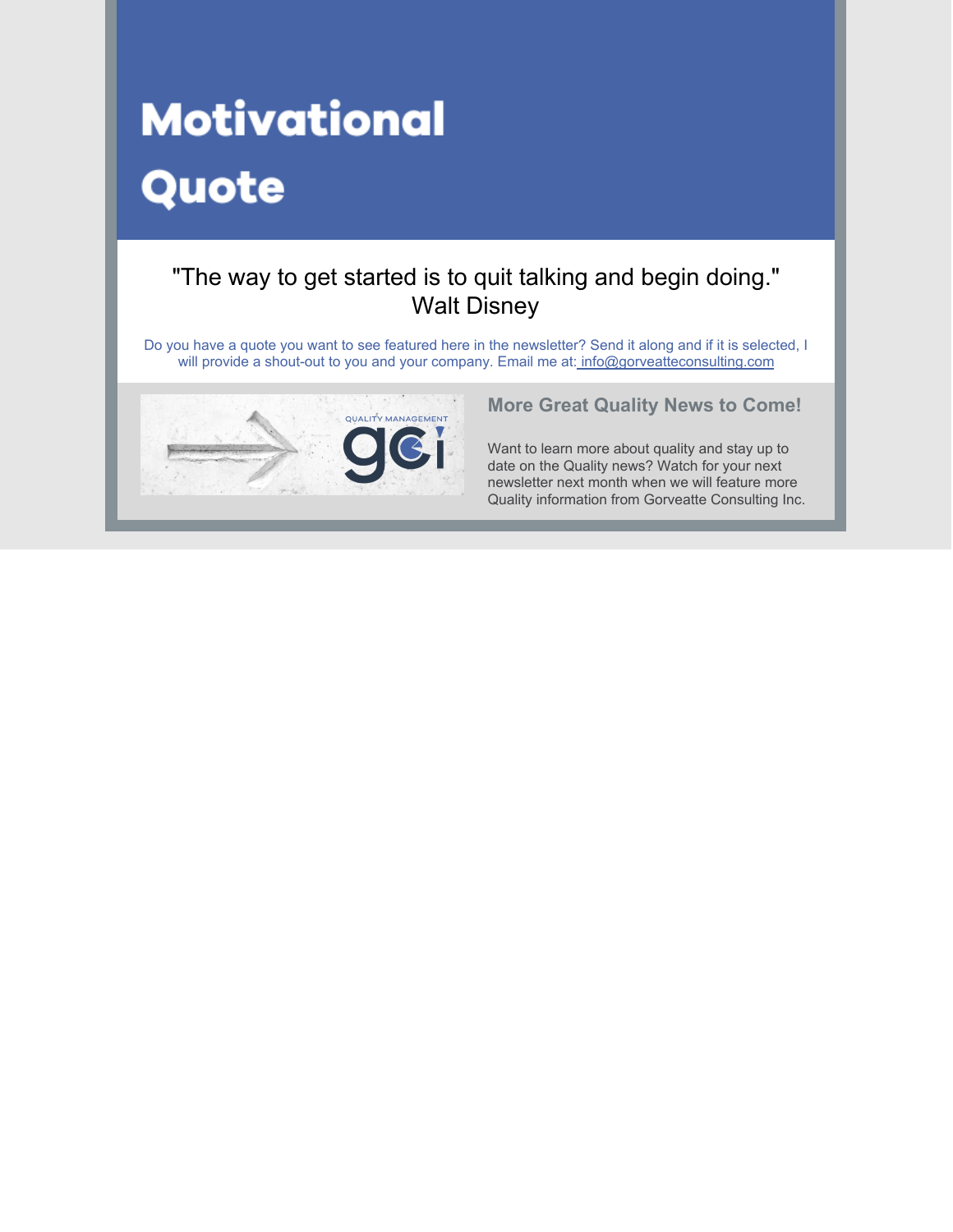# Motivational Quote

"The way to get started is to quit talking and begin doing."
Walt Disney

Do you have a quote you want to see featured here in the newsletter? Send it along and if it is selected, I will provide a shout-out to you and your company. Email me at: info@gorveatteconsulting.com

### More Great Quality News to Come!

Want to learn more about quality and stay up to date on the Quality news? Watch for your next newsletter next month when we will feature more Quality information from Gorveatte Consulting Inc.